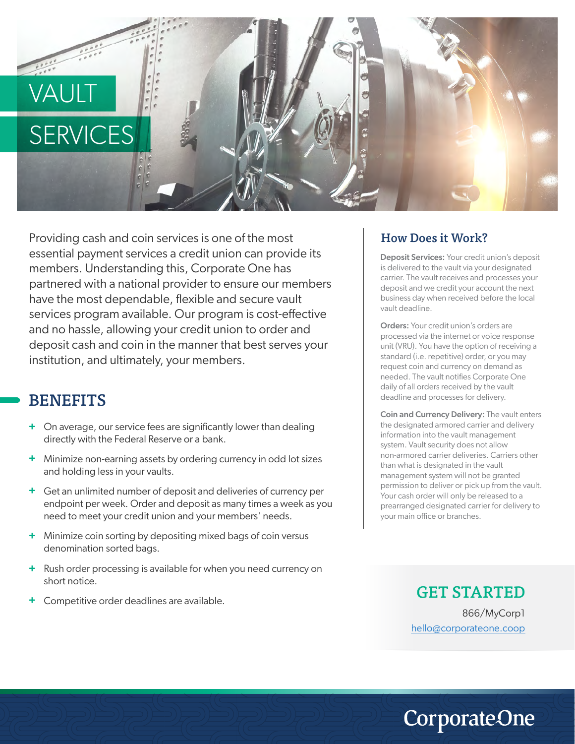# VAULT SERVICES

Providing cash and coin services is one of the most essential payment services a credit union can provide its members. Understanding this, Corporate One has partnered with a national provider to ensure our members have the most dependable, flexible and secure vault services program available. Our program is cost-effective and no hassle, allowing your credit union to order and deposit cash and coin in the manner that best serves your institution, and ultimately, your members.

## BENEFITS

- On average, our service fees are significantly lower than dealing directly with the Federal Reserve or a bank.
- Minimize non-earning assets by ordering currency in odd lot sizes and holding less in your vaults.
- Get an unlimited number of deposit and deliveries of currency per endpoint per week. Order and deposit as many times a week as you need to meet your credit union and your members' needs.
- Minimize coin sorting by depositing mixed bags of coin versus denomination sorted bags.
- Rush order processing is available for when you need currency on short notice.
- Competitive order deadlines are available.

## How Does it Work?

**Deposit Services:** Your credit union's deposit is delivered to the vault via your designated carrier. The vault receives and processes your deposit and we credit your account the next business day when received before the local vault deadline.

**Orders:** Your credit union's orders are processed via the internet or voice response unit (VRU). You have the option of receiving a standard (i.e. repetitive) order, or you may request coin and currency on demand as needed. The vault notifies Corporate One daily of all orders received by the vault deadline and processes for delivery.

**Coin and Currency Delivery:** The vault enters the designated armored carrier and delivery information into the vault management system. Vault security does not allow non-armored carrier deliveries. Carriers other than what is designated in the vault management system will not be granted permission to deliver or pick up from the vault. Your cash order will only be released to a prearranged designated carrier for delivery to your main office or branches.

## GET STARTED

866/MyCorp1

hello@corporateone.coop

CorporateOne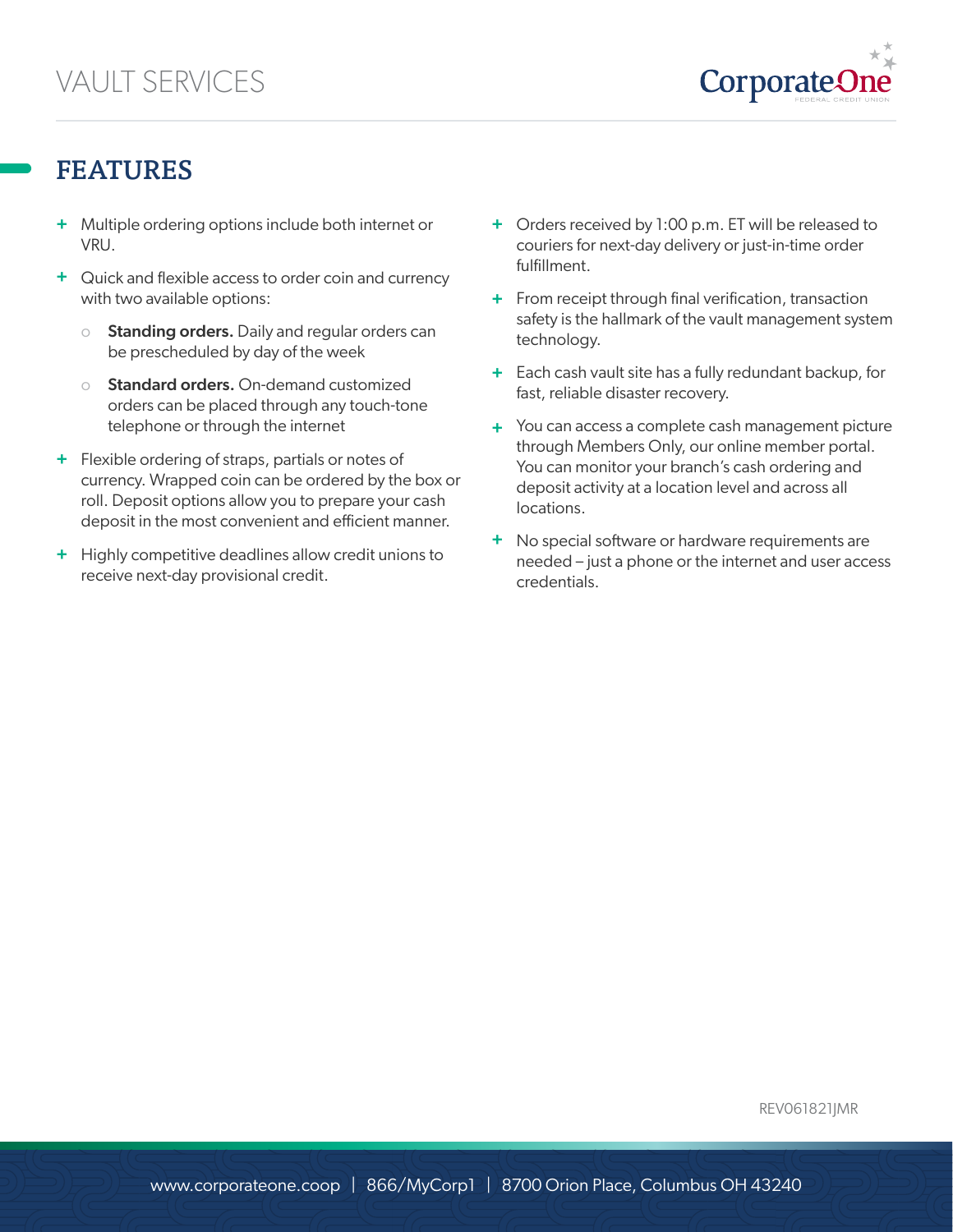## FEATURES

- Multiple ordering options include both internet or VRU.
- Quick and flexible access to order coin and currency with two available options:
  - **Standing orders.** Daily and regular orders can be prescheduled by day of the week
  - **Standard orders.** On-demand customized orders can be placed through any touch-tone telephone or through the internet
- Flexible ordering of straps, partials or notes of currency. Wrapped coin can be ordered by the box or roll. Deposit options allow you to prepare your cash deposit in the most convenient and efficient manner.
- Highly competitive deadlines allow credit unions to receive next-day provisional credit.
- Orders received by 1:00 p.m. ET will be released to couriers for next-day delivery or just-in-time order fulfillment.
- From receipt through final verification, transaction safety is the hallmark of the vault management system technology.
- Each cash vault site has a fully redundant backup, for fast, reliable disaster recovery.
- You can access a complete cash management picture through Members Only, our online member portal. You can monitor your branch's cash ordering and deposit activity at a location level and across all locations.
- No special software or hardware requirements are needed – just a phone or the internet and user access credentials.

REV061821JMR

www.corporateone.coop | 866/MyCorp1 | 8700 Orion Place, Columbus OH 43240